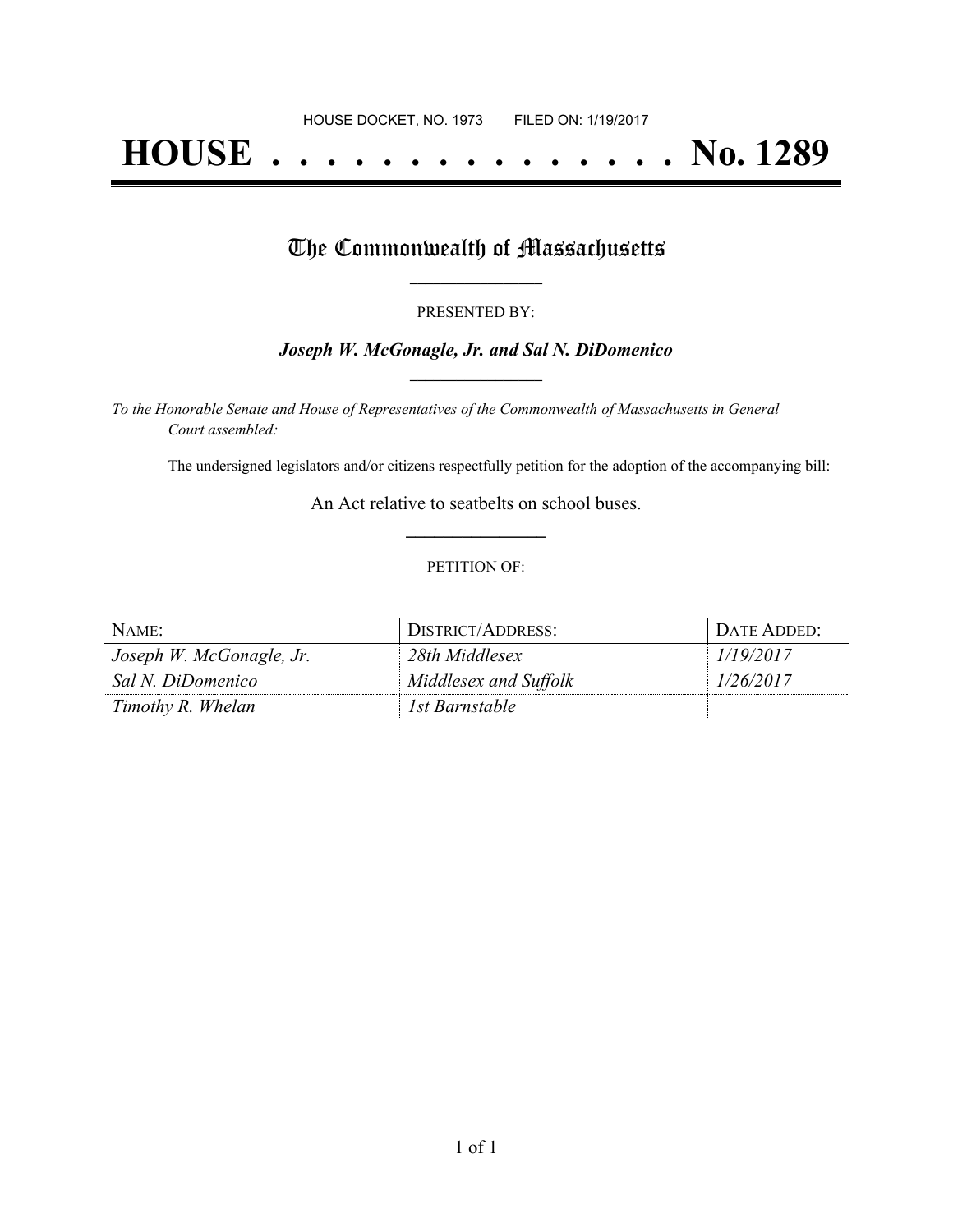HOUSE DOCKET, NO. 1973 FILED ON: 1/19/2017

# HOUSE . . . . . . . . . . . . . . . No. 1289

## The Commonwealth of Massachusetts

PRESENTED BY:

***Joseph W. McGonagle, Jr. and Sal N. DiDomenico***

*To the Honorable Senate and House of Representatives of the Commonwealth of Massachusetts in General Court assembled:*

The undersigned legislators and/or citizens respectfully petition for the adoption of the accompanying bill:

An Act relative to seatbelts on school buses.

PETITION OF:

| NAME: | DISTRICT/ADDRESS: | DATE ADDED: |
|---|---|---|
| *Joseph W. McGonagle, Jr.* | *28th Middlesex* | *1/19/2017* |
| *Sal N. DiDomenico* | *Middlesex and Suffolk* | *1/26/2017* |
| *Timothy R. Whelan* | *1st Barnstable* | |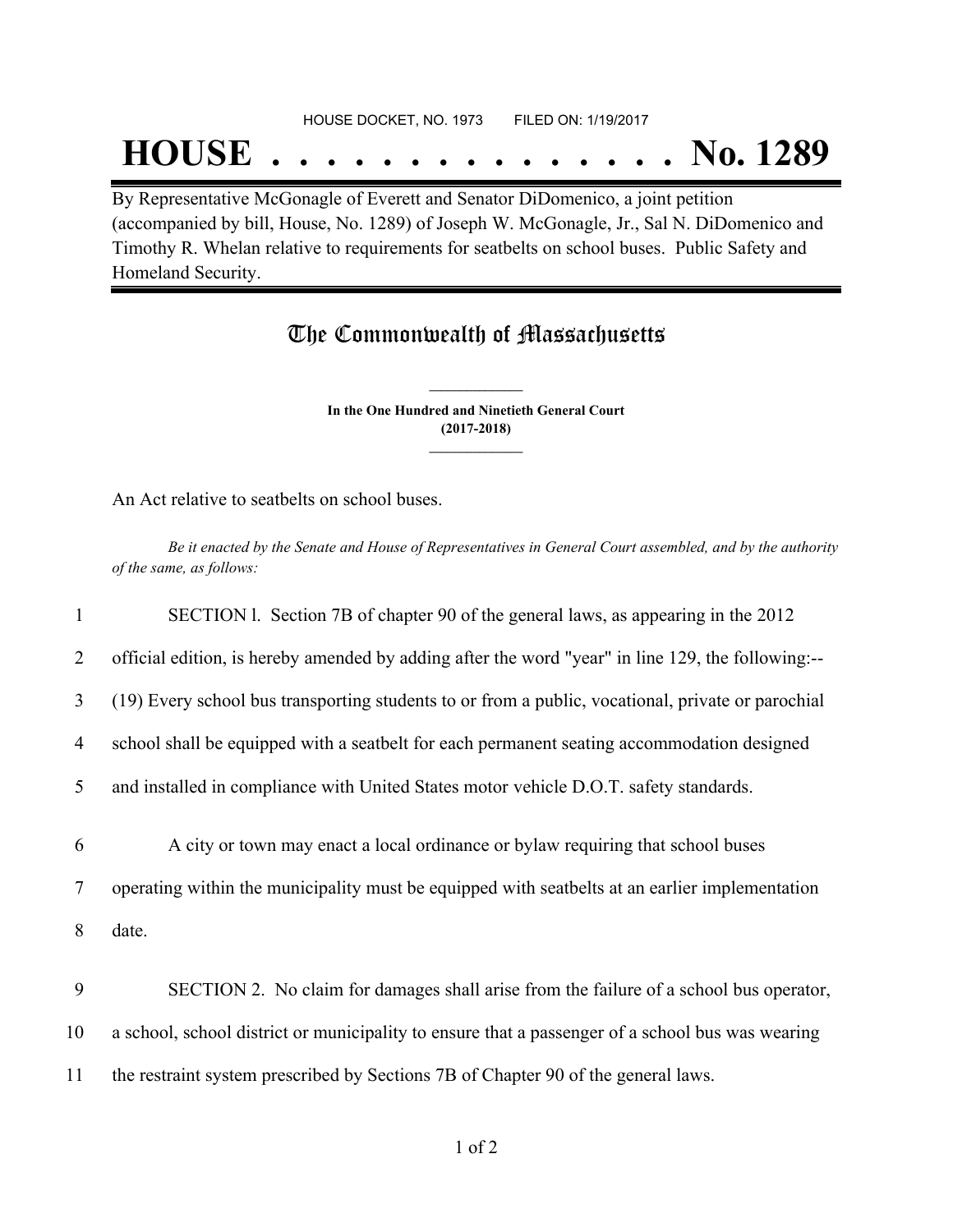HOUSE DOCKET, NO. 1973 FILED ON: 1/19/2017

# HOUSE . . . . . . . . . . . . . . . No. 1289

By Representative McGonagle of Everett and Senator DiDomenico, a joint petition (accompanied by bill, House, No. 1289) of Joseph W. McGonagle, Jr., Sal N. DiDomenico and Timothy R. Whelan relative to requirements for seatbelts on school buses. Public Safety and Homeland Security.

## The Commonwealth of Massachusetts

**In the One Hundred and Ninetieth General Court**
**(2017-2018)**

An Act relative to seatbelts on school buses.

*Be it enacted by the Senate and House of Representatives in General Court assembled, and by the authority of the same, as follows:*

1 SECTION l. Section 7B of chapter 90 of the general laws, as appearing in the 2012
2 official edition, is hereby amended by adding after the word "year" in line 129, the following:--
3 (19) Every school bus transporting students to or from a public, vocational, private or parochial
4 school shall be equipped with a seatbelt for each permanent seating accommodation designed
5 and installed in compliance with United States motor vehicle D.O.T. safety standards.

6 A city or town may enact a local ordinance or bylaw requiring that school buses
7 operating within the municipality must be equipped with seatbelts at an earlier implementation
8 date.

9 SECTION 2. No claim for damages shall arise from the failure of a school bus operator,
10 a school, school district or municipality to ensure that a passenger of a school bus was wearing
11 the restraint system prescribed by Sections 7B of Chapter 90 of the general laws.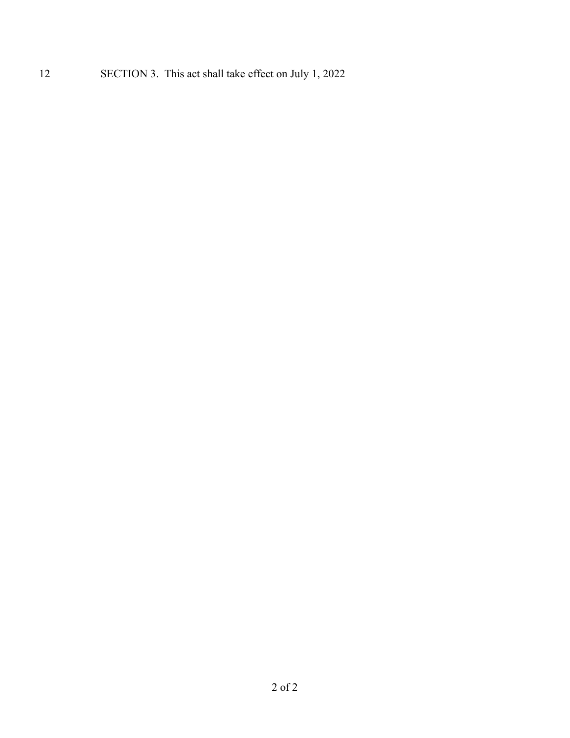12 SECTION 3. This act shall take effect on July 1, 2022